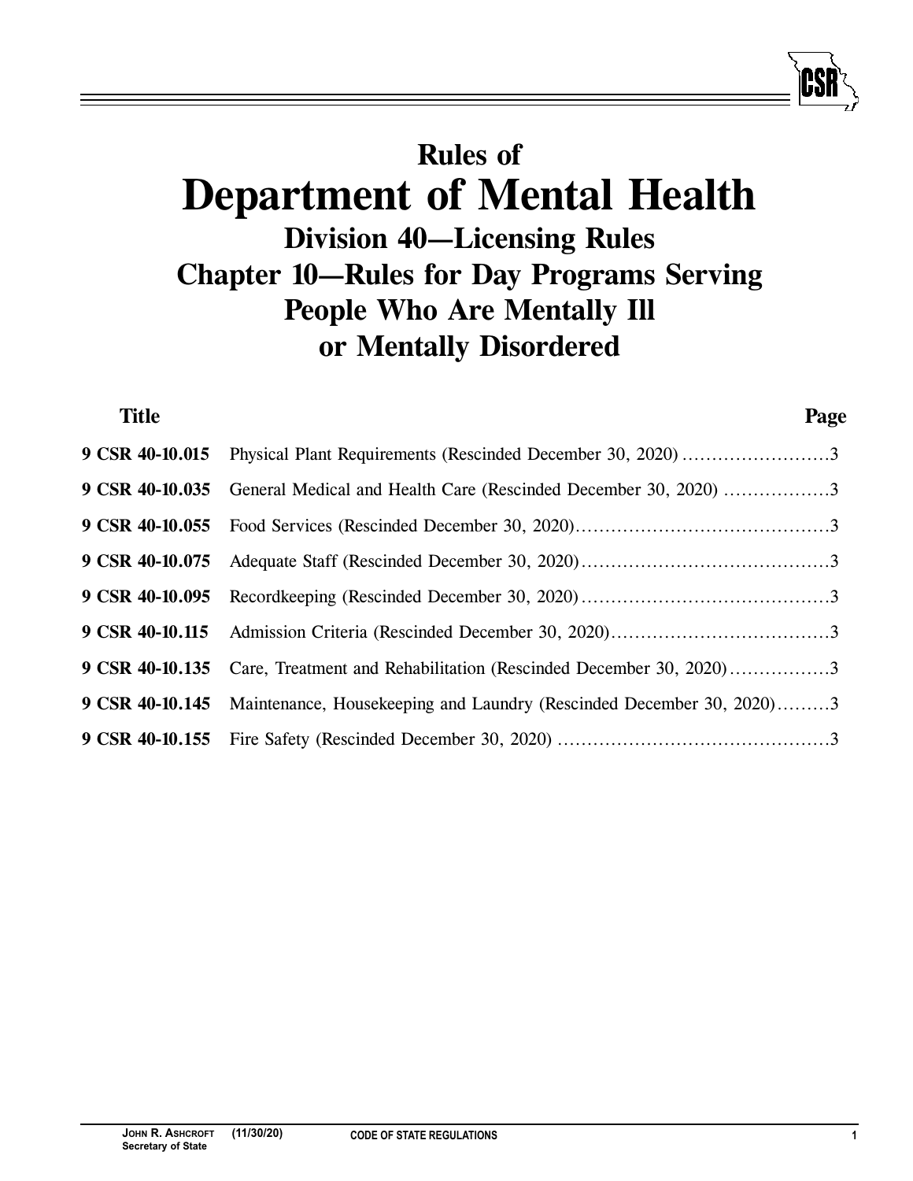# Rules of
# Department of Mental Health
## Division 40—Licensing Rules
## Chapter 10—Rules for Day Programs Serving People Who Are Mentally Ill or Mentally Disordered

| Title | | Page |
|---|---|---|
| **9 CSR 40-10.015** | Physical Plant Requirements (Rescinded December 30, 2020) | 3 |
| **9 CSR 40-10.035** | General Medical and Health Care (Rescinded December 30, 2020) | 3 |
| **9 CSR 40-10.055** | Food Services (Rescinded December 30, 2020) | 3 |
| **9 CSR 40-10.075** | Adequate Staff (Rescinded December 30, 2020) | 3 |
| **9 CSR 40-10.095** | Recordkeeping (Rescinded December 30, 2020) | 3 |
| **9 CSR 40-10.115** | Admission Criteria (Rescinded December 30, 2020) | 3 |
| **9 CSR 40-10.135** | Care, Treatment and Rehabilitation (Rescinded December 30, 2020) | 3 |
| **9 CSR 40-10.145** | Maintenance, Housekeeping and Laundry (Rescinded December 30, 2020) | 3 |
| **9 CSR 40-10.155** | Fire Safety (Rescinded December 30, 2020) | 3 |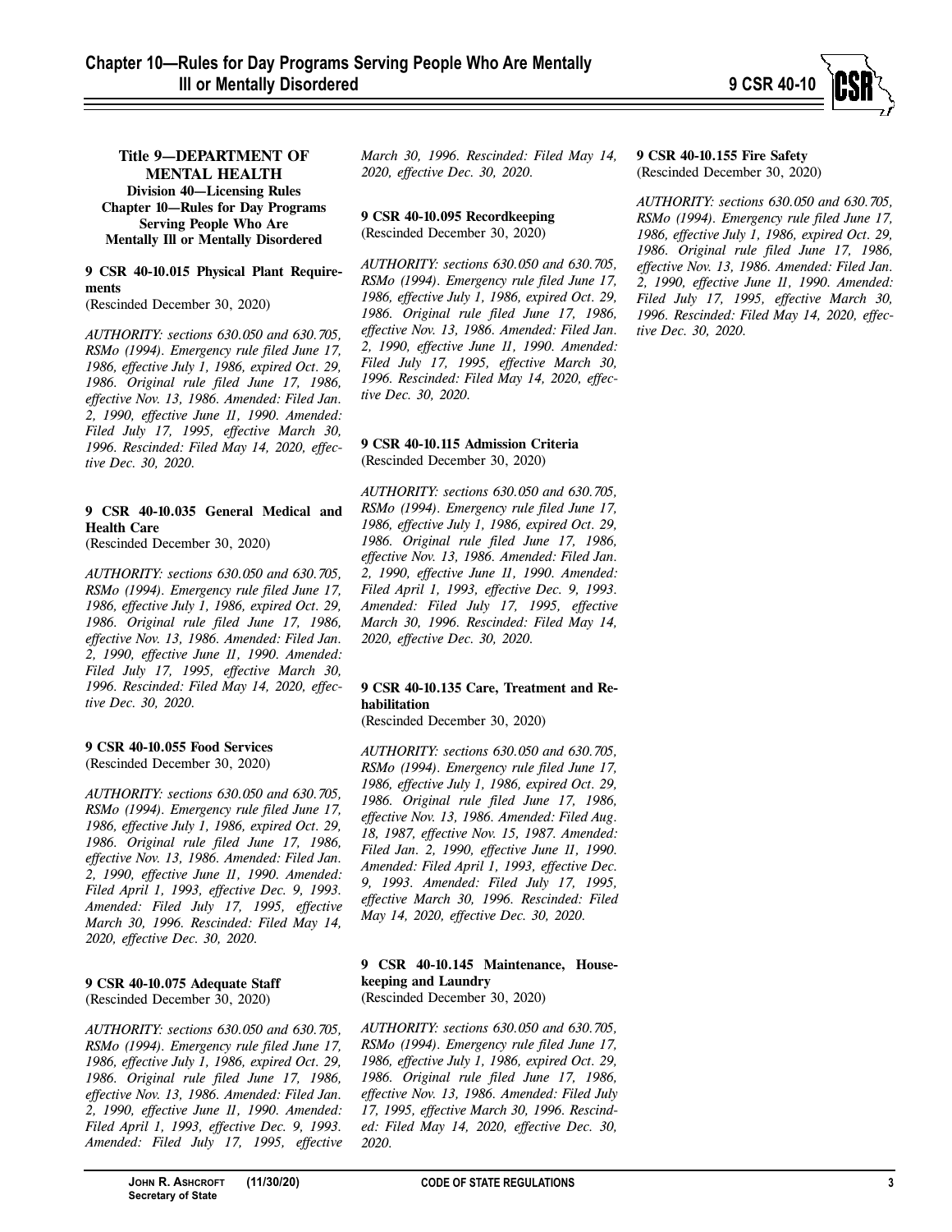# Title 9—DEPARTMENT OF MENTAL HEALTH
## Division 40—Licensing Rules
## Chapter 10—Rules for Day Programs Serving People Who Are Mentally Ill or Mentally Disordered

**9 CSR 40-10.015 Physical Plant Requirements**
(Rescinded December 30, 2020)

*AUTHORITY: sections 630.050 and 630.705, RSMo (1994). Emergency rule filed June 17, 1986, effective July 1, 1986, expired Oct. 29, 1986. Original rule filed June 17, 1986, effective Nov. 13, 1986. Amended: Filed Jan. 2, 1990, effective June 11, 1990. Amended: Filed July 17, 1995, effective March 30, 1996. Rescinded: Filed May 14, 2020, effective Dec. 30, 2020.*

**9 CSR 40-10.035 General Medical and Health Care**
(Rescinded December 30, 2020)

*AUTHORITY: sections 630.050 and 630.705, RSMo (1994). Emergency rule filed June 17, 1986, effective July 1, 1986, expired Oct. 29, 1986. Original rule filed June 17, 1986, effective Nov. 13, 1986. Amended: Filed Jan. 2, 1990, effective June 11, 1990. Amended: Filed July 17, 1995, effective March 30, 1996. Rescinded: Filed May 14, 2020, effective Dec. 30, 2020.*

**9 CSR 40-10.055 Food Services**
(Rescinded December 30, 2020)

*AUTHORITY: sections 630.050 and 630.705, RSMo (1994). Emergency rule filed June 17, 1986, effective July 1, 1986, expired Oct. 29, 1986. Original rule filed June 17, 1986, effective Nov. 13, 1986. Amended: Filed Jan. 2, 1990, effective June 11, 1990. Amended: Filed April 1, 1993, effective Dec. 9, 1993. Amended: Filed July 17, 1995, effective March 30, 1996. Rescinded: Filed May 14, 2020, effective Dec. 30, 2020.*

**9 CSR 40-10.075 Adequate Staff**
(Rescinded December 30, 2020)

*AUTHORITY: sections 630.050 and 630.705, RSMo (1994). Emergency rule filed June 17, 1986, effective July 1, 1986, expired Oct. 29, 1986. Original rule filed June 17, 1986, effective Nov. 13, 1986. Amended: Filed Jan. 2, 1990, effective June 11, 1990. Amended: Filed April 1, 1993, effective Dec. 9, 1993. Amended: Filed July 17, 1995, effective March 30, 1996. Rescinded: Filed May 14, 2020, effective Dec. 30, 2020.*

**9 CSR 40-10.095 Recordkeeping**
(Rescinded December 30, 2020)

*AUTHORITY: sections 630.050 and 630.705, RSMo (1994). Emergency rule filed June 17, 1986, effective July 1, 1986, expired Oct. 29, 1986. Original rule filed June 17, 1986, effective Nov. 13, 1986. Amended: Filed Jan. 2, 1990, effective June 11, 1990. Amended: Filed July 17, 1995, effective March 30, 1996. Rescinded: Filed May 14, 2020, effective Dec. 30, 2020.*

**9 CSR 40-10.115 Admission Criteria**
(Rescinded December 30, 2020)

*AUTHORITY: sections 630.050 and 630.705, RSMo (1994). Emergency rule filed June 17, 1986, effective July 1, 1986, expired Oct. 29, 1986. Original rule filed June 17, 1986, effective Nov. 13, 1986. Amended: Filed Jan. 2, 1990, effective June 11, 1990. Amended: Filed April 1, 1993, effective Dec. 9, 1993. Amended: Filed July 17, 1995, effective March 30, 1996. Rescinded: Filed May 14, 2020, effective Dec. 30, 2020.*

**9 CSR 40-10.135 Care, Treatment and Rehabilitation**
(Rescinded December 30, 2020)

*AUTHORITY: sections 630.050 and 630.705, RSMo (1994). Emergency rule filed June 17, 1986, effective July 1, 1986, expired Oct. 29, 1986. Original rule filed June 17, 1986, effective Nov. 13, 1986. Amended: Filed Aug. 18, 1987, effective Nov. 15, 1987. Amended: Filed Jan. 2, 1990, effective June 11, 1990. Amended: Filed April 1, 1993, effective Dec. 9, 1993. Amended: Filed July 17, 1995, effective March 30, 1996. Rescinded: Filed May 14, 2020, effective Dec. 30, 2020.*

**9 CSR 40-10.145 Maintenance, Housekeeping and Laundry**
(Rescinded December 30, 2020)

*AUTHORITY: sections 630.050 and 630.705, RSMo (1994). Emergency rule filed June 17, 1986, effective July 1, 1986, expired Oct. 29, 1986. Original rule filed June 17, 1986, effective Nov. 13, 1986. Amended: Filed July 17, 1995, effective March 30, 1996. Rescinded: Filed May 14, 2020, effective Dec. 30, 2020.*

**9 CSR 40-10.155 Fire Safety**
(Rescinded December 30, 2020)

*AUTHORITY: sections 630.050 and 630.705, RSMo (1994). Emergency rule filed June 17, 1986, effective July 1, 1986, expired Oct. 29, 1986. Original rule filed June 17, 1986, effective Nov. 13, 1986. Amended: Filed Jan. 2, 1990, effective June 11, 1990. Amended: Filed July 17, 1995, effective March 30, 1996. Rescinded: Filed May 14, 2020, effective Dec. 30, 2020.*